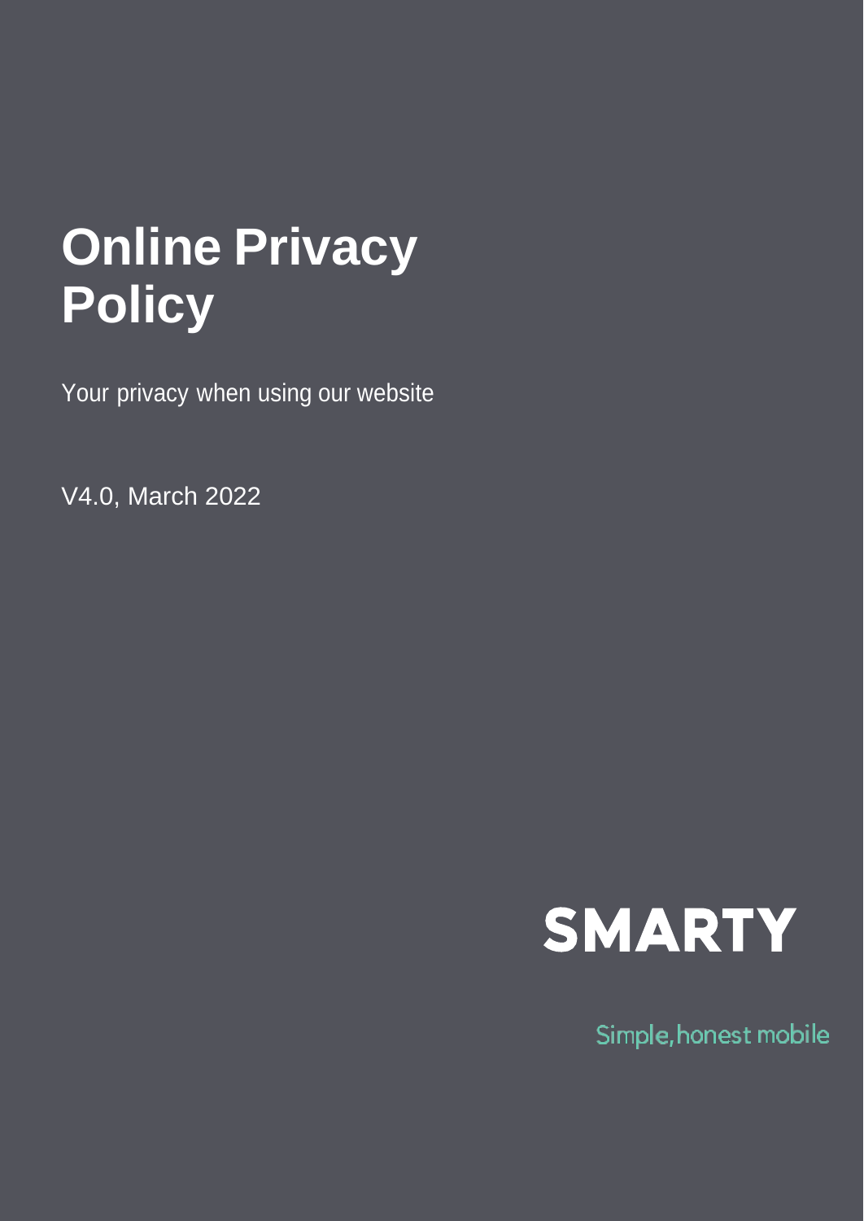# Online Privacy Policy

Your privacy when using our website

V4.0, March 2022

SMARTY

Simple, honest mobile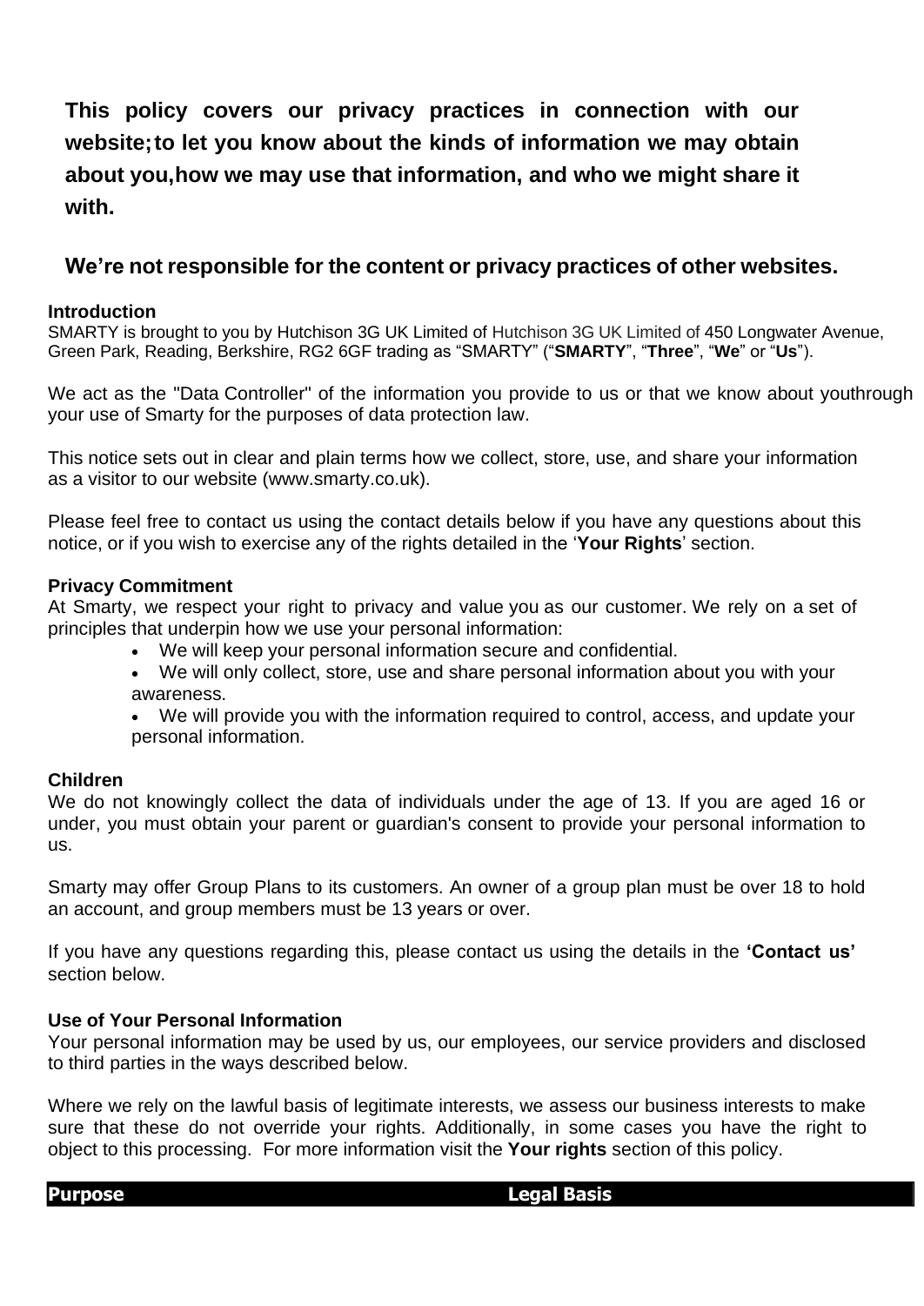**This policy covers our privacy practices in connection with our website; to let you know about the kinds of information we may obtain about you, how we may use that information, and who we might share it with.**

**We're not responsible for the content or privacy practices of other websites.**

### Introduction

SMARTY is brought to you by Hutchison 3G UK Limited of Hutchison 3G UK Limited of 450 Longwater Avenue, Green Park, Reading, Berkshire, RG2 6GF trading as "SMARTY" ("**SMARTY**", "**Three**", "**We**" or "**Us**").

We act as the "Data Controller" of the information you provide to us or that we know about youthrough your use of Smarty for the purposes of data protection law.

This notice sets out in clear and plain terms how we collect, store, use, and share your information as a visitor to our website (www.smarty.co.uk).

Please feel free to contact us using the contact details below if you have any questions about this notice, or if you wish to exercise any of the rights detailed in the '**Your Rights**' section.

### Privacy Commitment

At Smarty, we respect your right to privacy and value you as our customer. We rely on a set of principles that underpin how we use your personal information:

- We will keep your personal information secure and confidential.
- We will only collect, store, use and share personal information about you with your awareness.
- We will provide you with the information required to control, access, and update your personal information.

### Children

We do not knowingly collect the data of individuals under the age of 13. If you are aged 16 or under, you must obtain your parent or guardian's consent to provide your personal information to us.

Smarty may offer Group Plans to its customers. An owner of a group plan must be over 18 to hold an account, and group members must be 13 years or over.

If you have any questions regarding this, please contact us using the details in the **'Contact us'** section below.

### Use of Your Personal Information

Your personal information may be used by us, our employees, our service providers and disclosed to third parties in the ways described below.

Where we rely on the lawful basis of legitimate interests, we assess our business interests to make sure that these do not override your rights. Additionally, in some cases you have the right to object to this processing. For more information visit the **Your rights** section of this policy.

| Purpose | Legal Basis |
|---|---|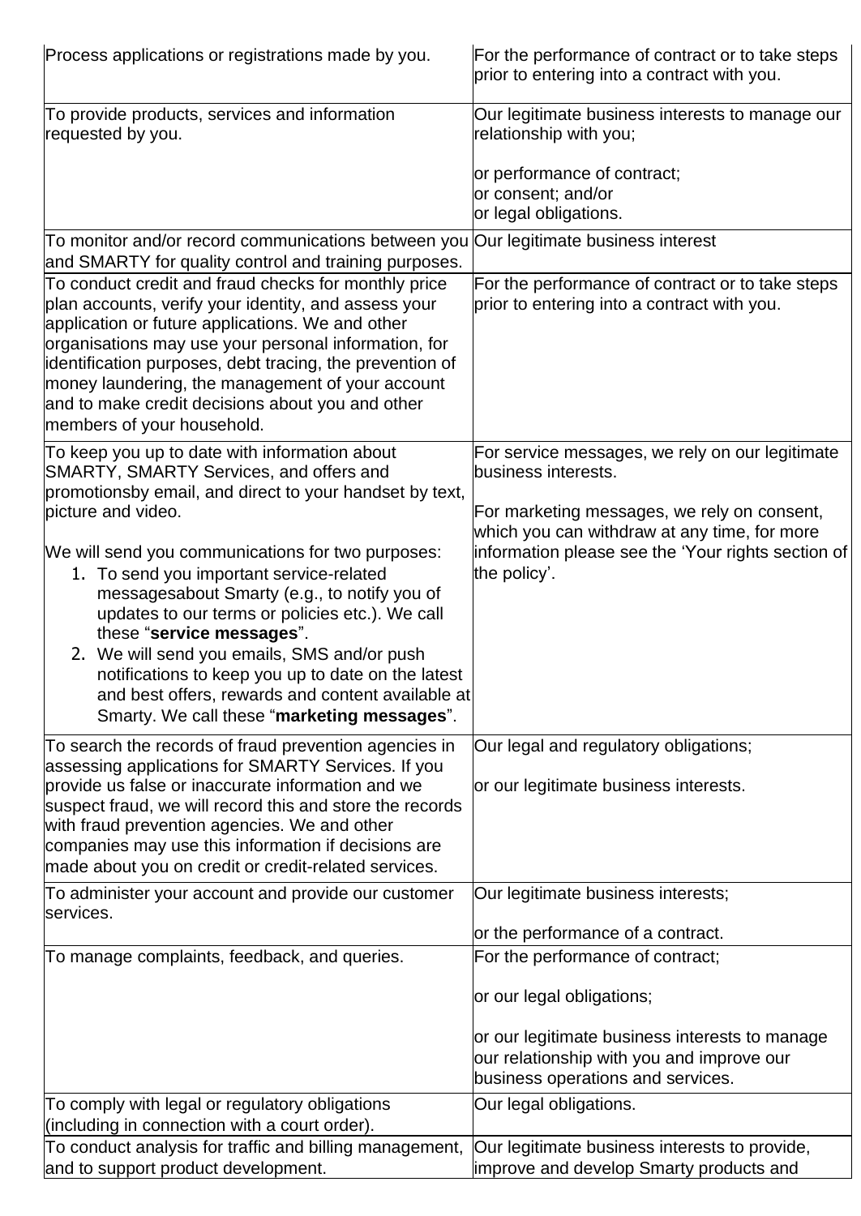| | |
|---|---|
| Process applications or registrations made by you. | For the performance of contract or to take steps prior to entering into a contract with you. |
| To provide products, services and information requested by you. | Our legitimate business interests to manage our relationship with you;<br><br>or performance of contract;<br>or consent; and/or<br>or legal obligations. |
| To monitor and/or record communications between you and SMARTY for quality control and training purposes. | Our legitimate business interest |
| To conduct credit and fraud checks for monthly price plan accounts, verify your identity, and assess your application or future applications. We and other organisations may use your personal information, for identification purposes, debt tracing, the prevention of money laundering, the management of your account and to make credit decisions about you and other members of your household. | For the performance of contract or to take steps prior to entering into a contract with you. |
| To keep you up to date with information about SMARTY, SMARTY Services, and offers and promotionsby email, and direct to your handset by text, picture and video.<br><br>We will send you communications for two purposes:<br>1. To send you important service-related messagesabout Smarty (e.g., to notify you of updates to our terms or policies etc.). We call these "**service messages**".<br>2. We will send you emails, SMS and/or push notifications to keep you up to date on the latest and best offers, rewards and content available at Smarty. We call these "**marketing messages**". | For service messages, we rely on our legitimate business interests.<br><br>For marketing messages, we rely on consent, which you can withdraw at any time, for more information please see the 'Your rights section of the policy'. |
| To search the records of fraud prevention agencies in assessing applications for SMARTY Services. If you provide us false or inaccurate information and we suspect fraud, we will record this and store the records with fraud prevention agencies. We and other companies may use this information if decisions are made about you on credit or credit-related services. | Our legal and regulatory obligations;<br><br>or our legitimate business interests. |
| To administer your account and provide our customer services. | Our legitimate business interests;<br><br>or the performance of a contract. |
| To manage complaints, feedback, and queries. | For the performance of contract;<br><br>or our legal obligations;<br><br>or our legitimate business interests to manage our relationship with you and improve our business operations and services. |
| To comply with legal or regulatory obligations (including in connection with a court order). | Our legal obligations. |
| To conduct analysis for traffic and billing management, and to support product development. | Our legitimate business interests to provide, improve and develop Smarty products and |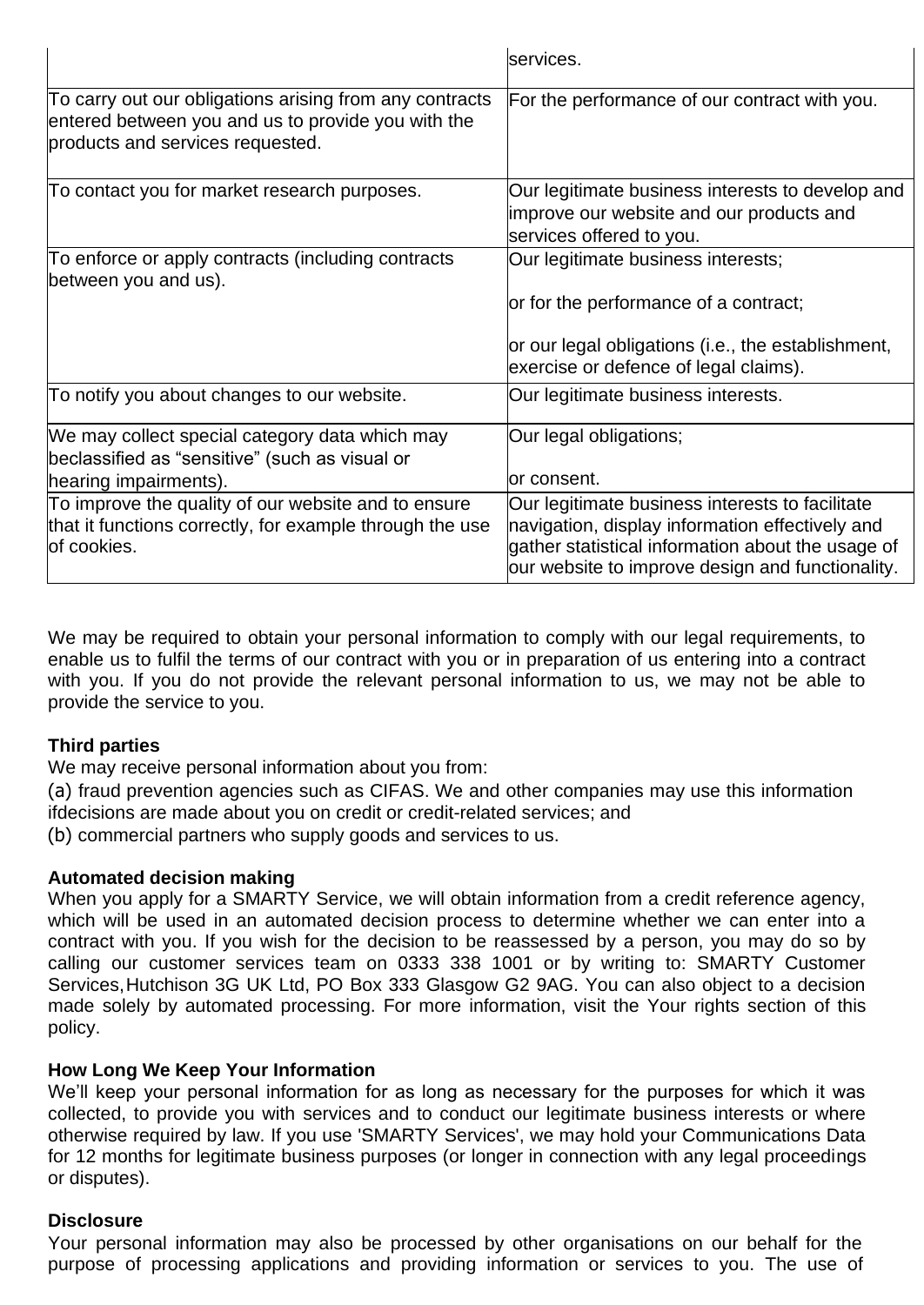| | |
|---|---|
| | services. |
| To carry out our obligations arising from any contracts entered between you and us to provide you with the products and services requested. | For the performance of our contract with you. |
| To contact you for market research purposes. | Our legitimate business interests to develop and improve our website and our products and services offered to you. |
| To enforce or apply contracts (including contracts between you and us). | Our legitimate business interests;<br><br>or for the performance of a contract;<br><br>or our legal obligations (i.e., the establishment, exercise or defence of legal claims). |
| To notify you about changes to our website. | Our legitimate business interests. |
| We may collect special category data which may beclassified as “sensitive” (such as visual or hearing impairments). | Our legal obligations;<br><br>or consent. |
| To improve the quality of our website and to ensure that it functions correctly, for example through the use of cookies. | Our legitimate business interests to facilitate navigation, display information effectively and gather statistical information about the usage of our website to improve design and functionality. |

We may be required to obtain your personal information to comply with our legal requirements, to enable us to fulfil the terms of our contract with you or in preparation of us entering into a contract with you. If you do not provide the relevant personal information to us, we may not be able to provide the service to you.

**Third parties**

We may receive personal information about you from:

(a) fraud prevention agencies such as CIFAS. We and other companies may use this information ifdecisions are made about you on credit or credit-related services; and

(b) commercial partners who supply goods and services to us.

**Automated decision making**

When you apply for a SMARTY Service, we will obtain information from a credit reference agency, which will be used in an automated decision process to determine whether we can enter into a contract with you. If you wish for the decision to be reassessed by a person, you may do so by calling our customer services team on 0333 338 1001 or by writing to: SMARTY Customer Services, Hutchison 3G UK Ltd, PO Box 333 Glasgow G2 9AG. You can also object to a decision made solely by automated processing. For more information, visit the Your rights section of this policy.

**How Long We Keep Your Information**

We’ll keep your personal information for as long as necessary for the purposes for which it was collected, to provide you with services and to conduct our legitimate business interests or where otherwise required by law. If you use 'SMARTY Services', we may hold your Communications Data for 12 months for legitimate business purposes (or longer in connection with any legal proceedings or disputes).

**Disclosure**

Your personal information may also be processed by other organisations on our behalf for the purpose of processing applications and providing information or services to you. The use of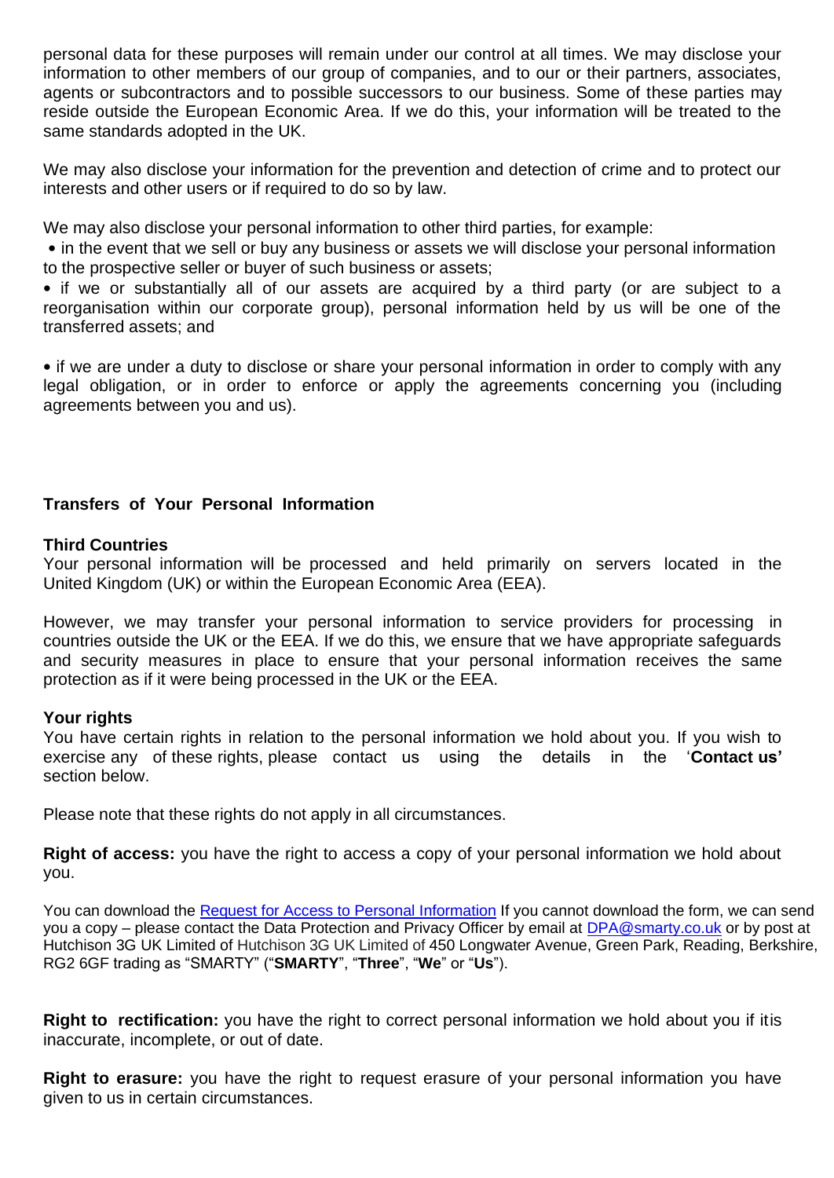personal data for these purposes will remain under our control at all times. We may disclose your information to other members of our group of companies, and to our or their partners, associates, agents or subcontractors and to possible successors to our business. Some of these parties may reside outside the European Economic Area. If we do this, your information will be treated to the same standards adopted in the UK.

We may also disclose your information for the prevention and detection of crime and to protect our interests and other users or if required to do so by law.

We may also disclose your personal information to other third parties, for example:

- in the event that we sell or buy any business or assets we will disclose your personal information to the prospective seller or buyer of such business or assets;
- if we or substantially all of our assets are acquired by a third party (or are subject to a reorganisation within our corporate group), personal information held by us will be one of the transferred assets; and
- if we are under a duty to disclose or share your personal information in order to comply with any legal obligation, or in order to enforce or apply the agreements concerning you (including agreements between you and us).

## Transfers of Your Personal Information

### Third Countries

Your personal information will be processed and held primarily on servers located in the United Kingdom (UK) or within the European Economic Area (EEA).

However, we may transfer your personal information to service providers for processing in countries outside the UK or the EEA. If we do this, we ensure that we have appropriate safeguards and security measures in place to ensure that your personal information receives the same protection as if it were being processed in the UK or the EEA.

### Your rights

You have certain rights in relation to the personal information we hold about you. If you wish to exercise any of these rights, please contact us using the details in the '**Contact us'** section below.

Please note that these rights do not apply in all circumstances.

**Right of access:** you have the right to access a copy of your personal information we hold about you.

You can download the [Request for Access to Personal Information] If you cannot download the form, we can send you a copy – please contact the Data Protection and Privacy Officer by email at DPA@smarty.co.uk or by post at Hutchison 3G UK Limited of Hutchison 3G UK Limited of 450 Longwater Avenue, Green Park, Reading, Berkshire, RG2 6GF trading as "SMARTY" ("**SMARTY**", "**Three**", "**We**" or "**Us**").

**Right to rectification:** you have the right to correct personal information we hold about you if itis inaccurate, incomplete, or out of date.

**Right to erasure:** you have the right to request erasure of your personal information you have given to us in certain circumstances.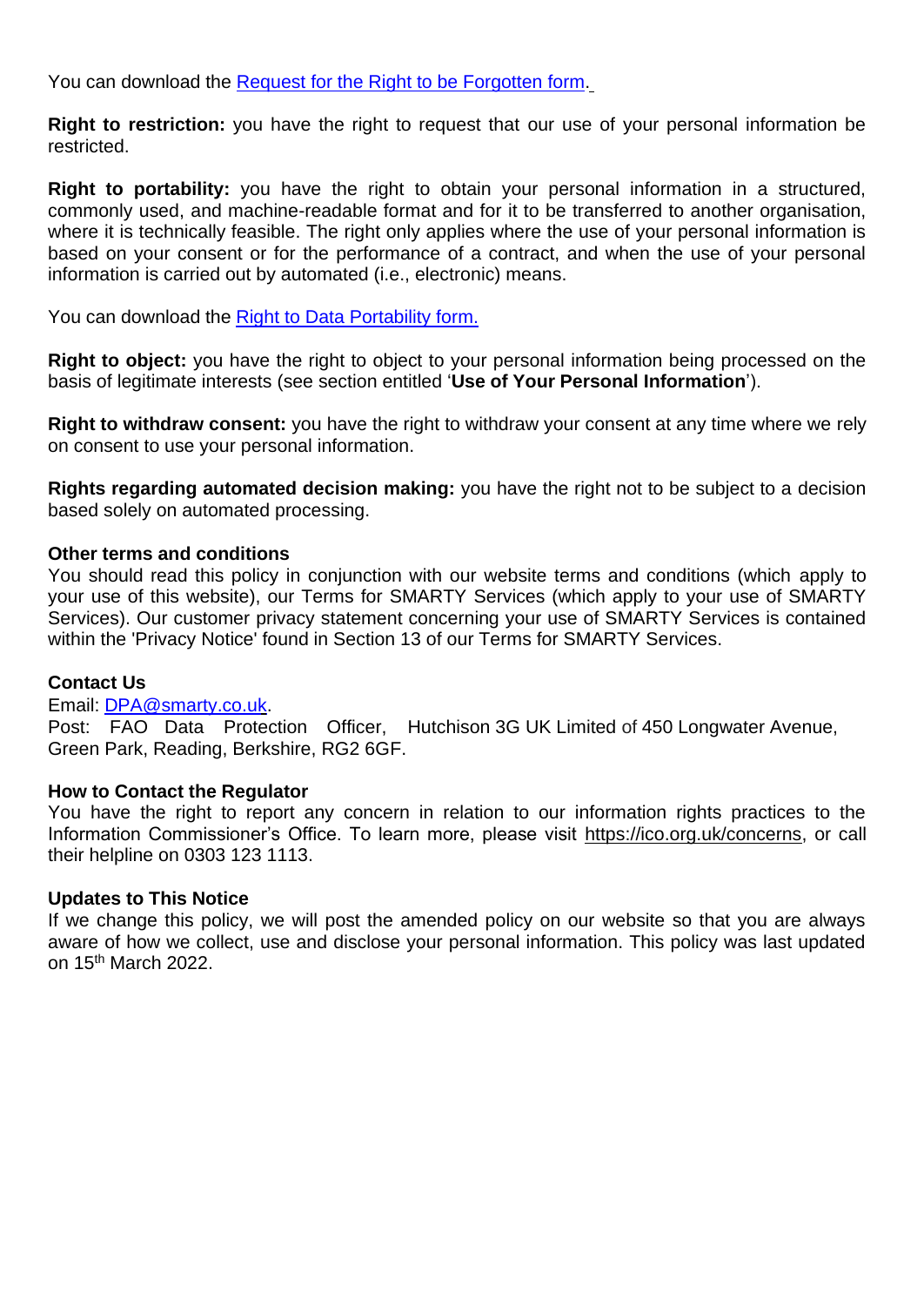You can download the [Request for the Right to be Forgotten form](). 

**Right to restriction:** you have the right to request that our use of your personal information be restricted.

**Right to portability:** you have the right to obtain your personal information in a structured, commonly used, and machine-readable format and for it to be transferred to another organisation, where it is technically feasible. The right only applies where the use of your personal information is based on your consent or for the performance of a contract, and when the use of your personal information is carried out by automated (i.e., electronic) means.

You can download the [Right to Data Portability form.]()

**Right to object:** you have the right to object to your personal information being processed on the basis of legitimate interests (see section entitled '**Use of Your Personal Information**').

**Right to withdraw consent:** you have the right to withdraw your consent at any time where we rely on consent to use your personal information.

**Rights regarding automated decision making:** you have the right not to be subject to a decision based solely on automated processing.

**Other terms and conditions**

You should read this policy in conjunction with our website terms and conditions (which apply to your use of this website), our Terms for SMARTY Services (which apply to your use of SMARTY Services). Our customer privacy statement concerning your use of SMARTY Services is contained within the 'Privacy Notice' found in Section 13 of our Terms for SMARTY Services.

**Contact Us**

Email: DPA@smarty.co.uk.

Post: FAO Data Protection Officer, Hutchison 3G UK Limited of 450 Longwater Avenue, Green Park, Reading, Berkshire, RG2 6GF.

**How to Contact the Regulator**

You have the right to report any concern in relation to our information rights practices to the Information Commissioner's Office. To learn more, please visit https://ico.org.uk/concerns, or call their helpline on 0303 123 1113.

**Updates to This Notice**

If we change this policy, we will post the amended policy on our website so that you are always aware of how we collect, use and disclose your personal information. This policy was last updated on 15th March 2022.